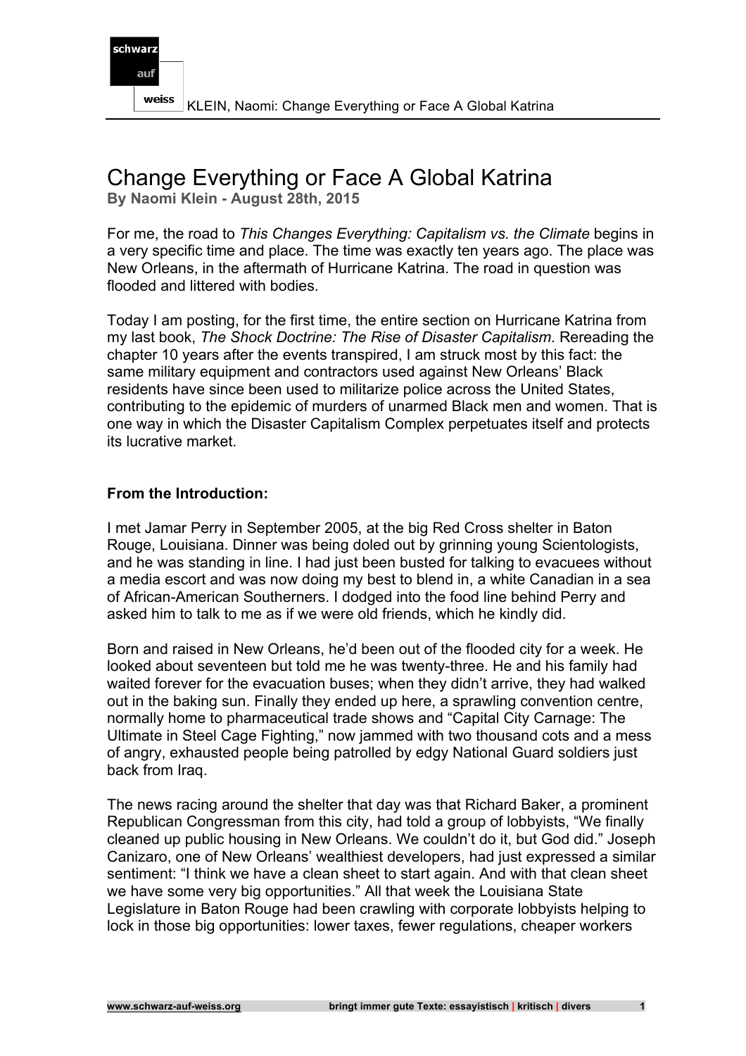# Change Everything or Face A Global Katrina

**By Naomi Klein - August 28th, 2015**

For me, the road to *This Changes Everything: Capitalism vs. the Climate* begins in a very specific time and place. The time was exactly ten years ago. The place was New Orleans, in the aftermath of Hurricane Katrina. The road in question was flooded and littered with bodies.

Today I am posting, for the first time, the entire section on Hurricane Katrina from my last book, *The Shock Doctrine: The Rise of Disaster Capitalism*. Rereading the chapter 10 years after the events transpired, I am struck most by this fact: the same military equipment and contractors used against New Orleans' Black residents have since been used to militarize police across the United States, contributing to the epidemic of murders of unarmed Black men and women. That is one way in which the Disaster Capitalism Complex perpetuates itself and protects its lucrative market.

**From the Introduction:**

I met Jamar Perry in September 2005, at the big Red Cross shelter in Baton Rouge, Louisiana. Dinner was being doled out by grinning young Scientologists, and he was standing in line. I had just been busted for talking to evacuees without a media escort and was now doing my best to blend in, a white Canadian in a sea of African-American Southerners. I dodged into the food line behind Perry and asked him to talk to me as if we were old friends, which he kindly did.

Born and raised in New Orleans, he'd been out of the flooded city for a week. He looked about seventeen but told me he was twenty-three. He and his family had waited forever for the evacuation buses; when they didn't arrive, they had walked out in the baking sun. Finally they ended up here, a sprawling convention centre, normally home to pharmaceutical trade shows and "Capital City Carnage: The Ultimate in Steel Cage Fighting," now jammed with two thousand cots and a mess of angry, exhausted people being patrolled by edgy National Guard soldiers just back from Iraq.

The news racing around the shelter that day was that Richard Baker, a prominent Republican Congressman from this city, had told a group of lobbyists, "We finally cleaned up public housing in New Orleans. We couldn't do it, but God did." Joseph Canizaro, one of New Orleans' wealthiest developers, had just expressed a similar sentiment: "I think we have a clean sheet to start again. And with that clean sheet we have some very big opportunities." All that week the Louisiana State Legislature in Baton Rouge had been crawling with corporate lobbyists helping to lock in those big opportunities: lower taxes, fewer regulations, cheaper workers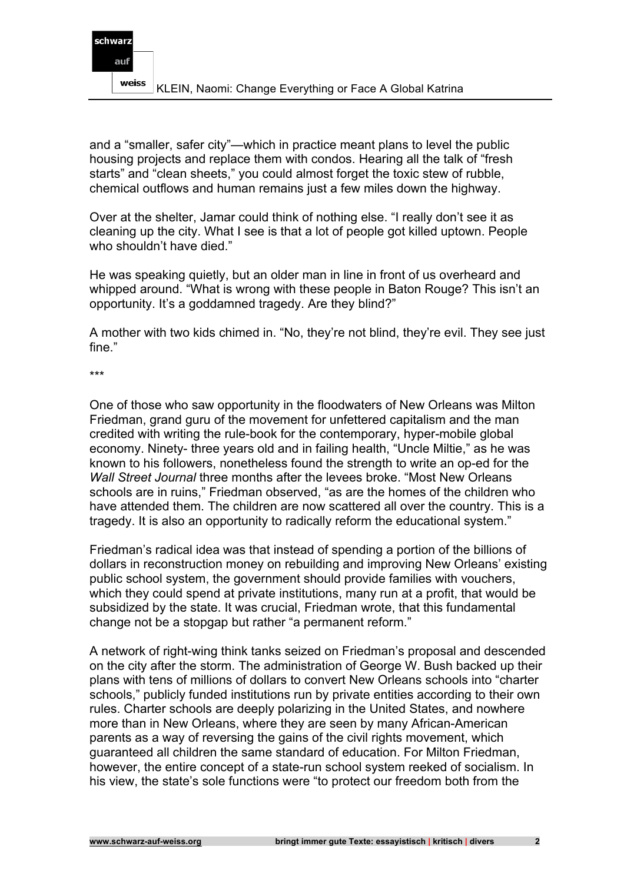and a “smaller, safer city”—which in practice meant plans to level the public housing projects and replace them with condos. Hearing all the talk of “fresh starts” and “clean sheets,” you could almost forget the toxic stew of rubble, chemical outflows and human remains just a few miles down the highway.

Over at the shelter, Jamar could think of nothing else. “I really don’t see it as cleaning up the city. What I see is that a lot of people got killed uptown. People who shouldn’t have died.”

He was speaking quietly, but an older man in line in front of us overheard and whipped around. “What is wrong with these people in Baton Rouge? This isn’t an opportunity. It’s a goddamned tragedy. Are they blind?”

A mother with two kids chimed in. “No, they’re not blind, they’re evil. They see just fine.”

***

One of those who saw opportunity in the floodwaters of New Orleans was Milton Friedman, grand guru of the movement for unfettered capitalism and the man credited with writing the rule-book for the contemporary, hyper-mobile global economy. Ninety- three years old and in failing health, “Uncle Miltie,” as he was known to his followers, nonetheless found the strength to write an op-ed for the *Wall Street Journal* three months after the levees broke. “Most New Orleans schools are in ruins,” Friedman observed, “as are the homes of the children who have attended them. The children are now scattered all over the country. This is a tragedy. It is also an opportunity to radically reform the educational system.”

Friedman’s radical idea was that instead of spending a portion of the billions of dollars in reconstruction money on rebuilding and improving New Orleans’ existing public school system, the government should provide families with vouchers, which they could spend at private institutions, many run at a profit, that would be subsidized by the state. It was crucial, Friedman wrote, that this fundamental change not be a stopgap but rather “a permanent reform.”

A network of right-wing think tanks seized on Friedman’s proposal and descended on the city after the storm. The administration of George W. Bush backed up their plans with tens of millions of dollars to convert New Orleans schools into “charter schools,” publicly funded institutions run by private entities according to their own rules. Charter schools are deeply polarizing in the United States, and nowhere more than in New Orleans, where they are seen by many African-American parents as a way of reversing the gains of the civil rights movement, which guaranteed all children the same standard of education. For Milton Friedman, however, the entire concept of a state-run school system reeked of socialism. In his view, the state’s sole functions were “to protect our freedom both from the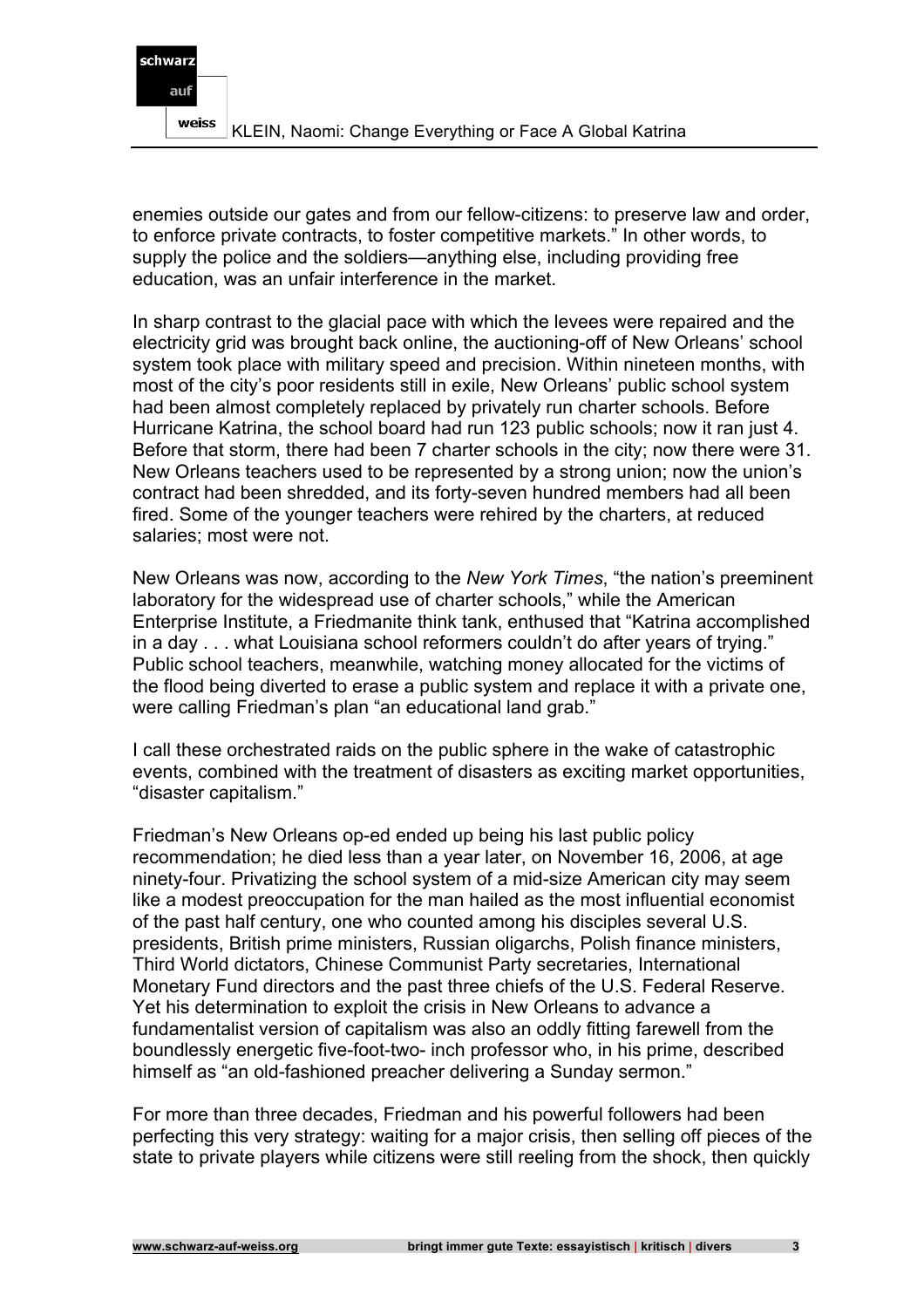enemies outside our gates and from our fellow-citizens: to preserve law and order, to enforce private contracts, to foster competitive markets." In other words, to supply the police and the soldiers—anything else, including providing free education, was an unfair interference in the market.

In sharp contrast to the glacial pace with which the levees were repaired and the electricity grid was brought back online, the auctioning-off of New Orleans' school system took place with military speed and precision. Within nineteen months, with most of the city's poor residents still in exile, New Orleans' public school system had been almost completely replaced by privately run charter schools. Before Hurricane Katrina, the school board had run 123 public schools; now it ran just 4. Before that storm, there had been 7 charter schools in the city; now there were 31. New Orleans teachers used to be represented by a strong union; now the union's contract had been shredded, and its forty-seven hundred members had all been fired. Some of the younger teachers were rehired by the charters, at reduced salaries; most were not.

New Orleans was now, according to the *New York Times*, "the nation's preeminent laboratory for the widespread use of charter schools," while the American Enterprise Institute, a Friedmanite think tank, enthused that "Katrina accomplished in a day . . . what Louisiana school reformers couldn't do after years of trying." Public school teachers, meanwhile, watching money allocated for the victims of the flood being diverted to erase a public system and replace it with a private one, were calling Friedman's plan "an educational land grab."

I call these orchestrated raids on the public sphere in the wake of catastrophic events, combined with the treatment of disasters as exciting market opportunities, "disaster capitalism."

Friedman's New Orleans op-ed ended up being his last public policy recommendation; he died less than a year later, on November 16, 2006, at age ninety-four. Privatizing the school system of a mid-size American city may seem like a modest preoccupation for the man hailed as the most influential economist of the past half century, one who counted among his disciples several U.S. presidents, British prime ministers, Russian oligarchs, Polish finance ministers, Third World dictators, Chinese Communist Party secretaries, International Monetary Fund directors and the past three chiefs of the U.S. Federal Reserve. Yet his determination to exploit the crisis in New Orleans to advance a fundamentalist version of capitalism was also an oddly fitting farewell from the boundlessly energetic five-foot-two- inch professor who, in his prime, described himself as "an old-fashioned preacher delivering a Sunday sermon."

For more than three decades, Friedman and his powerful followers had been perfecting this very strategy: waiting for a major crisis, then selling off pieces of the state to private players while citizens were still reeling from the shock, then quickly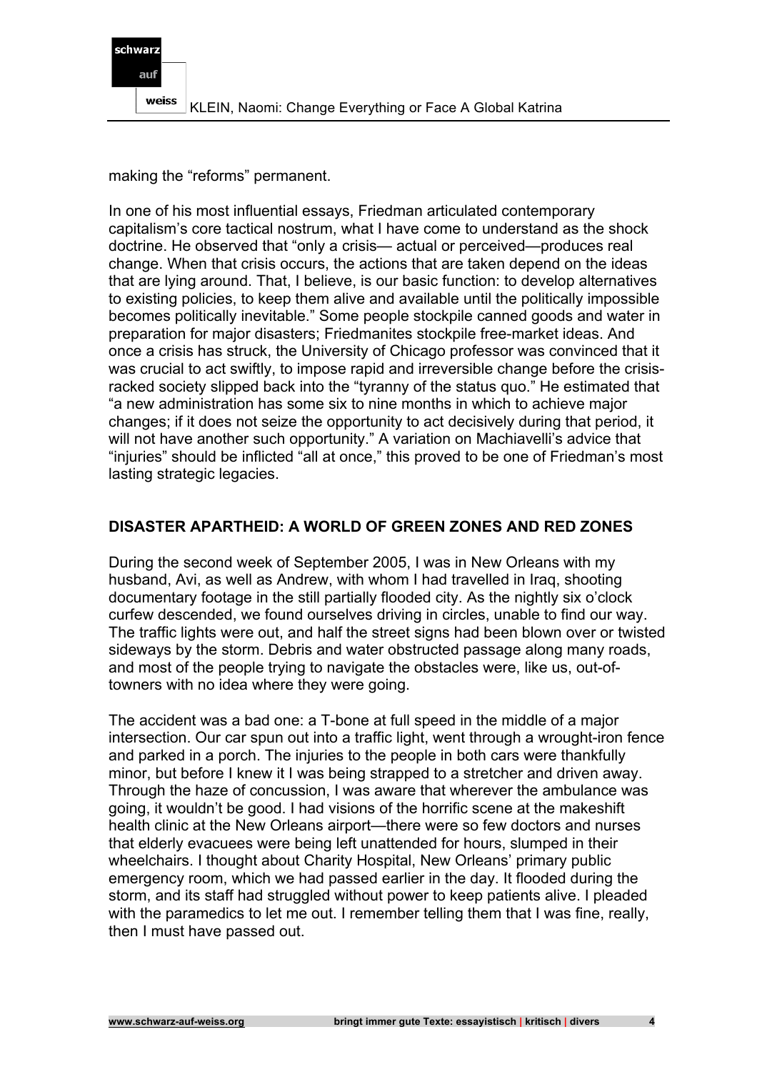making the “reforms” permanent.

In one of his most influential essays, Friedman articulated contemporary capitalism’s core tactical nostrum, what I have come to understand as the shock doctrine. He observed that “only a crisis— actual or perceived—produces real change. When that crisis occurs, the actions that are taken depend on the ideas that are lying around. That, I believe, is our basic function: to develop alternatives to existing policies, to keep them alive and available until the politically impossible becomes politically inevitable.” Some people stockpile canned goods and water in preparation for major disasters; Friedmanites stockpile free-market ideas. And once a crisis has struck, the University of Chicago professor was convinced that it was crucial to act swiftly, to impose rapid and irreversible change before the crisis-racked society slipped back into the “tyranny of the status quo.” He estimated that “a new administration has some six to nine months in which to achieve major changes; if it does not seize the opportunity to act decisively during that period, it will not have another such opportunity.” A variation on Machiavelli’s advice that “injuries” should be inflicted “all at once,” this proved to be one of Friedman’s most lasting strategic legacies.

## DISASTER APARTHEID: A WORLD OF GREEN ZONES AND RED ZONES

During the second week of September 2005, I was in New Orleans with my husband, Avi, as well as Andrew, with whom I had travelled in Iraq, shooting documentary footage in the still partially flooded city. As the nightly six o’clock curfew descended, we found ourselves driving in circles, unable to find our way. The traffic lights were out, and half the street signs had been blown over or twisted sideways by the storm. Debris and water obstructed passage along many roads, and most of the people trying to navigate the obstacles were, like us, out-of-towners with no idea where they were going.

The accident was a bad one: a T-bone at full speed in the middle of a major intersection. Our car spun out into a traffic light, went through a wrought-iron fence and parked in a porch. The injuries to the people in both cars were thankfully minor, but before I knew it I was being strapped to a stretcher and driven away. Through the haze of concussion, I was aware that wherever the ambulance was going, it wouldn’t be good. I had visions of the horrific scene at the makeshift health clinic at the New Orleans airport—there were so few doctors and nurses that elderly evacuees were being left unattended for hours, slumped in their wheelchairs. I thought about Charity Hospital, New Orleans’ primary public emergency room, which we had passed earlier in the day. It flooded during the storm, and its staff had struggled without power to keep patients alive. I pleaded with the paramedics to let me out. I remember telling them that I was fine, really, then I must have passed out.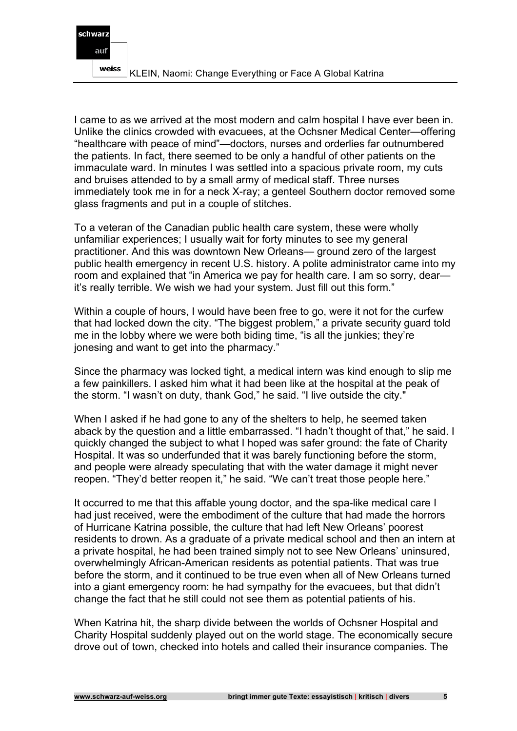I came to as we arrived at the most modern and calm hospital I have ever been in. Unlike the clinics crowded with evacuees, at the Ochsner Medical Center—offering “healthcare with peace of mind”—doctors, nurses and orderlies far outnumbered the patients. In fact, there seemed to be only a handful of other patients on the immaculate ward. In minutes I was settled into a spacious private room, my cuts and bruises attended to by a small army of medical staff. Three nurses immediately took me in for a neck X-ray; a genteel Southern doctor removed some glass fragments and put in a couple of stitches.

To a veteran of the Canadian public health care system, these were wholly unfamiliar experiences; I usually wait for forty minutes to see my general practitioner. And this was downtown New Orleans— ground zero of the largest public health emergency in recent U.S. history. A polite administrator came into my room and explained that “in America we pay for health care. I am so sorry, dear— it’s really terrible. We wish we had your system. Just fill out this form.”

Within a couple of hours, I would have been free to go, were it not for the curfew that had locked down the city. “The biggest problem,” a private security guard told me in the lobby where we were both biding time, “is all the junkies; they’re jonesing and want to get into the pharmacy.”

Since the pharmacy was locked tight, a medical intern was kind enough to slip me a few painkillers. I asked him what it had been like at the hospital at the peak of the storm. “I wasn’t on duty, thank God,” he said. “I live outside the city."

When I asked if he had gone to any of the shelters to help, he seemed taken aback by the question and a little embarrassed. “I hadn’t thought of that,” he said. I quickly changed the subject to what I hoped was safer ground: the fate of Charity Hospital. It was so underfunded that it was barely functioning before the storm, and people were already speculating that with the water damage it might never reopen. “They’d better reopen it,” he said. “We can’t treat those people here.”

It occurred to me that this affable young doctor, and the spa-like medical care I had just received, were the embodiment of the culture that had made the horrors of Hurricane Katrina possible, the culture that had left New Orleans’ poorest residents to drown. As a graduate of a private medical school and then an intern at a private hospital, he had been trained simply not to see New Orleans’ uninsured, overwhelmingly African-American residents as potential patients. That was true before the storm, and it continued to be true even when all of New Orleans turned into a giant emergency room: he had sympathy for the evacuees, but that didn’t change the fact that he still could not see them as potential patients of his.

When Katrina hit, the sharp divide between the worlds of Ochsner Hospital and Charity Hospital suddenly played out on the world stage. The economically secure drove out of town, checked into hotels and called their insurance companies. The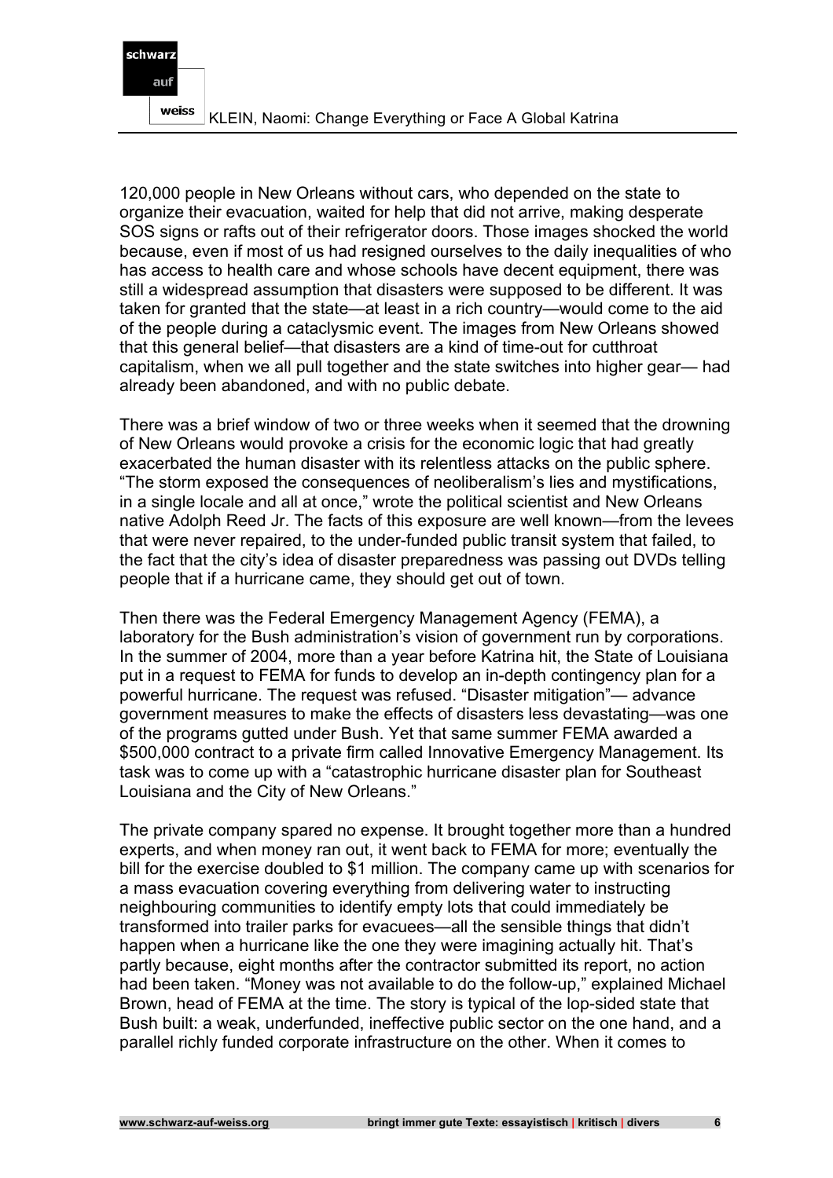120,000 people in New Orleans without cars, who depended on the state to organize their evacuation, waited for help that did not arrive, making desperate SOS signs or rafts out of their refrigerator doors. Those images shocked the world because, even if most of us had resigned ourselves to the daily inequalities of who has access to health care and whose schools have decent equipment, there was still a widespread assumption that disasters were supposed to be different. It was taken for granted that the state—at least in a rich country—would come to the aid of the people during a cataclysmic event. The images from New Orleans showed that this general belief—that disasters are a kind of time-out for cutthroat capitalism, when we all pull together and the state switches into higher gear— had already been abandoned, and with no public debate.

There was a brief window of two or three weeks when it seemed that the drowning of New Orleans would provoke a crisis for the economic logic that had greatly exacerbated the human disaster with its relentless attacks on the public sphere. "The storm exposed the consequences of neoliberalism's lies and mystifications, in a single locale and all at once," wrote the political scientist and New Orleans native Adolph Reed Jr. The facts of this exposure are well known—from the levees that were never repaired, to the under-funded public transit system that failed, to the fact that the city's idea of disaster preparedness was passing out DVDs telling people that if a hurricane came, they should get out of town.

Then there was the Federal Emergency Management Agency (FEMA), a laboratory for the Bush administration's vision of government run by corporations. In the summer of 2004, more than a year before Katrina hit, the State of Louisiana put in a request to FEMA for funds to develop an in-depth contingency plan for a powerful hurricane. The request was refused. "Disaster mitigation"— advance government measures to make the effects of disasters less devastating—was one of the programs gutted under Bush. Yet that same summer FEMA awarded a $500,000 contract to a private firm called Innovative Emergency Management. Its task was to come up with a "catastrophic hurricane disaster plan for Southeast Louisiana and the City of New Orleans."

The private company spared no expense. It brought together more than a hundred experts, and when money ran out, it went back to FEMA for more; eventually the bill for the exercise doubled to $1 million. The company came up with scenarios for a mass evacuation covering everything from delivering water to instructing neighbouring communities to identify empty lots that could immediately be transformed into trailer parks for evacuees—all the sensible things that didn't happen when a hurricane like the one they were imagining actually hit. That's partly because, eight months after the contractor submitted its report, no action had been taken. "Money was not available to do the follow-up," explained Michael Brown, head of FEMA at the time. The story is typical of the lop-sided state that Bush built: a weak, underfunded, ineffective public sector on the one hand, and a parallel richly funded corporate infrastructure on the other. When it comes to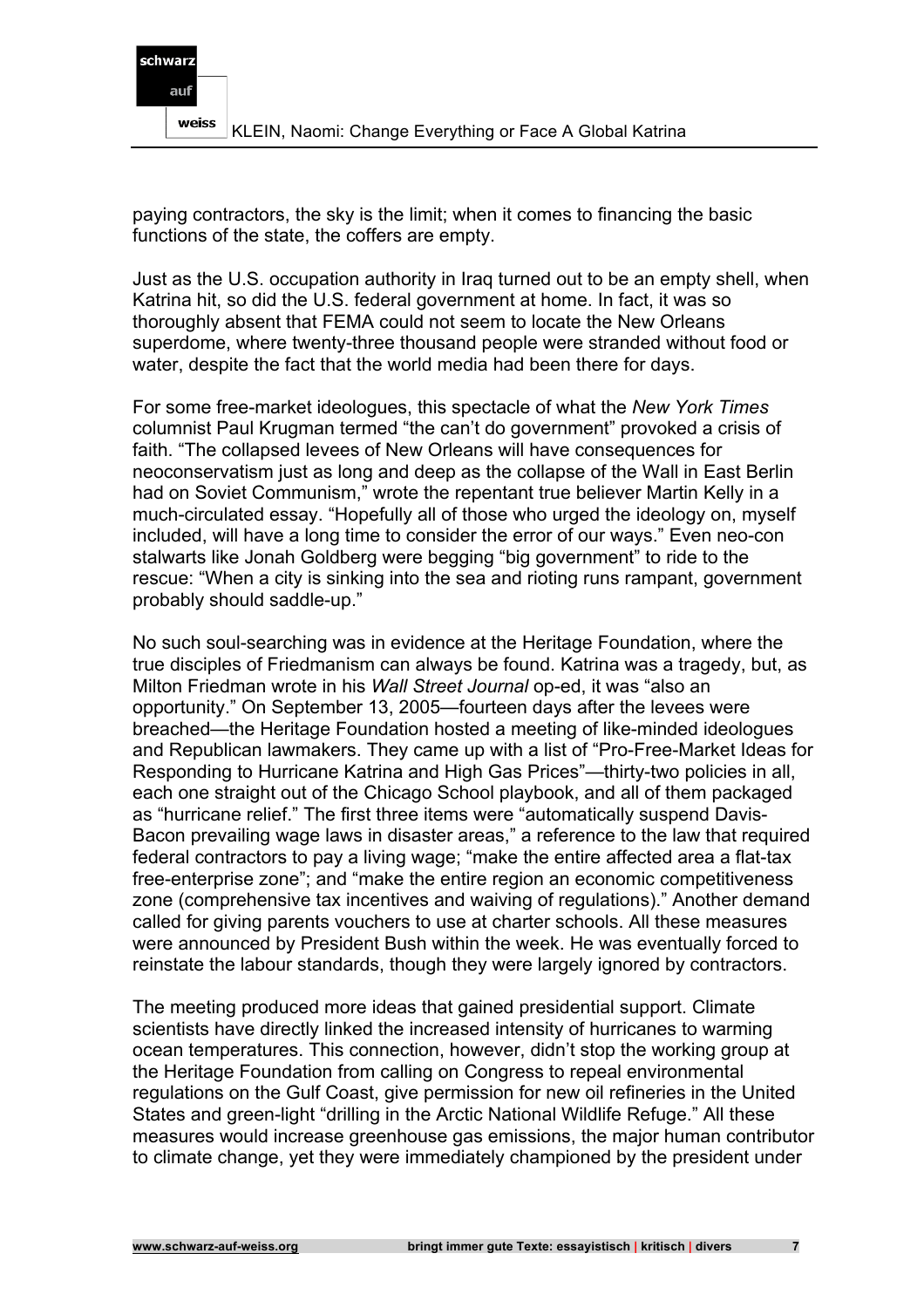paying contractors, the sky is the limit; when it comes to financing the basic functions of the state, the coffers are empty.

Just as the U.S. occupation authority in Iraq turned out to be an empty shell, when Katrina hit, so did the U.S. federal government at home. In fact, it was so thoroughly absent that FEMA could not seem to locate the New Orleans superdome, where twenty-three thousand people were stranded without food or water, despite the fact that the world media had been there for days.

For some free-market ideologues, this spectacle of what the *New York Times* columnist Paul Krugman termed "the can't do government" provoked a crisis of faith. "The collapsed levees of New Orleans will have consequences for neoconservatism just as long and deep as the collapse of the Wall in East Berlin had on Soviet Communism," wrote the repentant true believer Martin Kelly in a much-circulated essay. "Hopefully all of those who urged the ideology on, myself included, will have a long time to consider the error of our ways." Even neo-con stalwarts like Jonah Goldberg were begging "big government" to ride to the rescue: "When a city is sinking into the sea and rioting runs rampant, government probably should saddle-up."

No such soul-searching was in evidence at the Heritage Foundation, where the true disciples of Friedmanism can always be found. Katrina was a tragedy, but, as Milton Friedman wrote in his *Wall Street Journal* op-ed, it was "also an opportunity." On September 13, 2005—fourteen days after the levees were breached—the Heritage Foundation hosted a meeting of like-minded ideologues and Republican lawmakers. They came up with a list of "Pro-Free-Market Ideas for Responding to Hurricane Katrina and High Gas Prices"—thirty-two policies in all, each one straight out of the Chicago School playbook, and all of them packaged as "hurricane relief." The first three items were "automatically suspend Davis-Bacon prevailing wage laws in disaster areas," a reference to the law that required federal contractors to pay a living wage; "make the entire affected area a flat-tax free-enterprise zone"; and "make the entire region an economic competitiveness zone (comprehensive tax incentives and waiving of regulations)." Another demand called for giving parents vouchers to use at charter schools. All these measures were announced by President Bush within the week. He was eventually forced to reinstate the labour standards, though they were largely ignored by contractors.

The meeting produced more ideas that gained presidential support. Climate scientists have directly linked the increased intensity of hurricanes to warming ocean temperatures. This connection, however, didn't stop the working group at the Heritage Foundation from calling on Congress to repeal environmental regulations on the Gulf Coast, give permission for new oil refineries in the United States and green-light "drilling in the Arctic National Wildlife Refuge." All these measures would increase greenhouse gas emissions, the major human contributor to climate change, yet they were immediately championed by the president under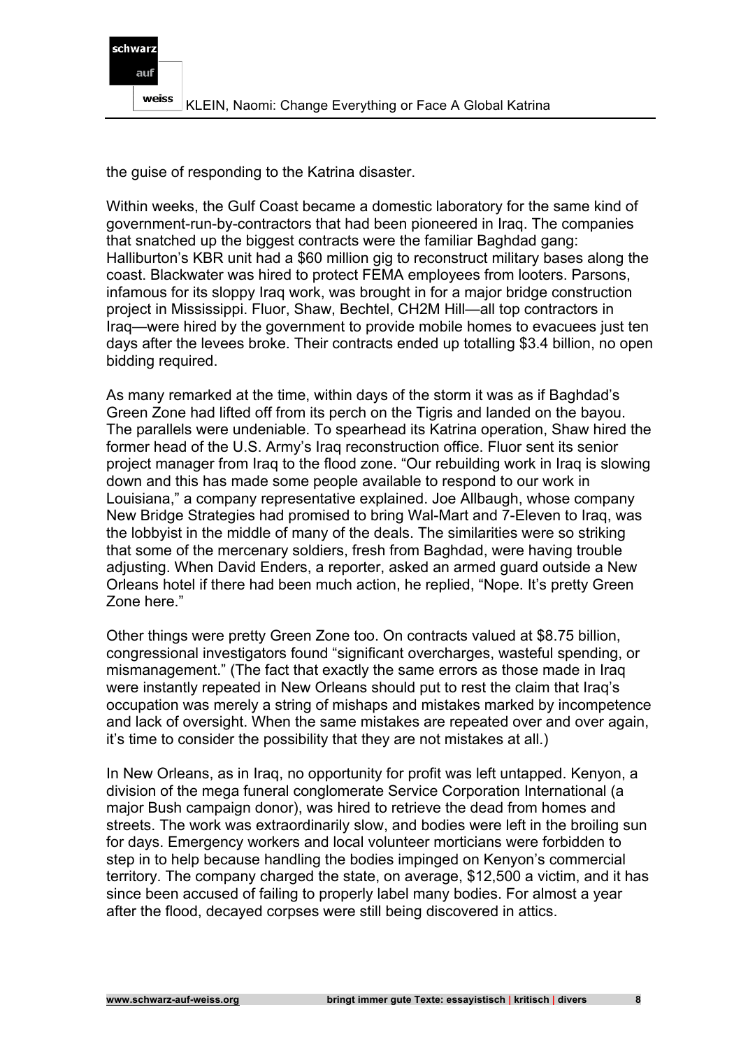the guise of responding to the Katrina disaster.

Within weeks, the Gulf Coast became a domestic laboratory for the same kind of government-run-by-contractors that had been pioneered in Iraq. The companies that snatched up the biggest contracts were the familiar Baghdad gang: Halliburton's KBR unit had a $60 million gig to reconstruct military bases along the coast. Blackwater was hired to protect FEMA employees from looters. Parsons, infamous for its sloppy Iraq work, was brought in for a major bridge construction project in Mississippi. Fluor, Shaw, Bechtel, CH2M Hill—all top contractors in Iraq—were hired by the government to provide mobile homes to evacuees just ten days after the levees broke. Their contracts ended up totalling $3.4 billion, no open bidding required.

As many remarked at the time, within days of the storm it was as if Baghdad's Green Zone had lifted off from its perch on the Tigris and landed on the bayou. The parallels were undeniable. To spearhead its Katrina operation, Shaw hired the former head of the U.S. Army's Iraq reconstruction office. Fluor sent its senior project manager from Iraq to the flood zone. "Our rebuilding work in Iraq is slowing down and this has made some people available to respond to our work in Louisiana," a company representative explained. Joe Allbaugh, whose company New Bridge Strategies had promised to bring Wal-Mart and 7-Eleven to Iraq, was the lobbyist in the middle of many of the deals. The similarities were so striking that some of the mercenary soldiers, fresh from Baghdad, were having trouble adjusting. When David Enders, a reporter, asked an armed guard outside a New Orleans hotel if there had been much action, he replied, "Nope. It's pretty Green Zone here."

Other things were pretty Green Zone too. On contracts valued at $8.75 billion, congressional investigators found "significant overcharges, wasteful spending, or mismanagement." (The fact that exactly the same errors as those made in Iraq were instantly repeated in New Orleans should put to rest the claim that Iraq's occupation was merely a string of mishaps and mistakes marked by incompetence and lack of oversight. When the same mistakes are repeated over and over again, it's time to consider the possibility that they are not mistakes at all.)

In New Orleans, as in Iraq, no opportunity for profit was left untapped. Kenyon, a division of the mega funeral conglomerate Service Corporation International (a major Bush campaign donor), was hired to retrieve the dead from homes and streets. The work was extraordinarily slow, and bodies were left in the broiling sun for days. Emergency workers and local volunteer morticians were forbidden to step in to help because handling the bodies impinged on Kenyon's commercial territory. The company charged the state, on average, $12,500 a victim, and it has since been accused of failing to properly label many bodies. For almost a year after the flood, decayed corpses were still being discovered in attics.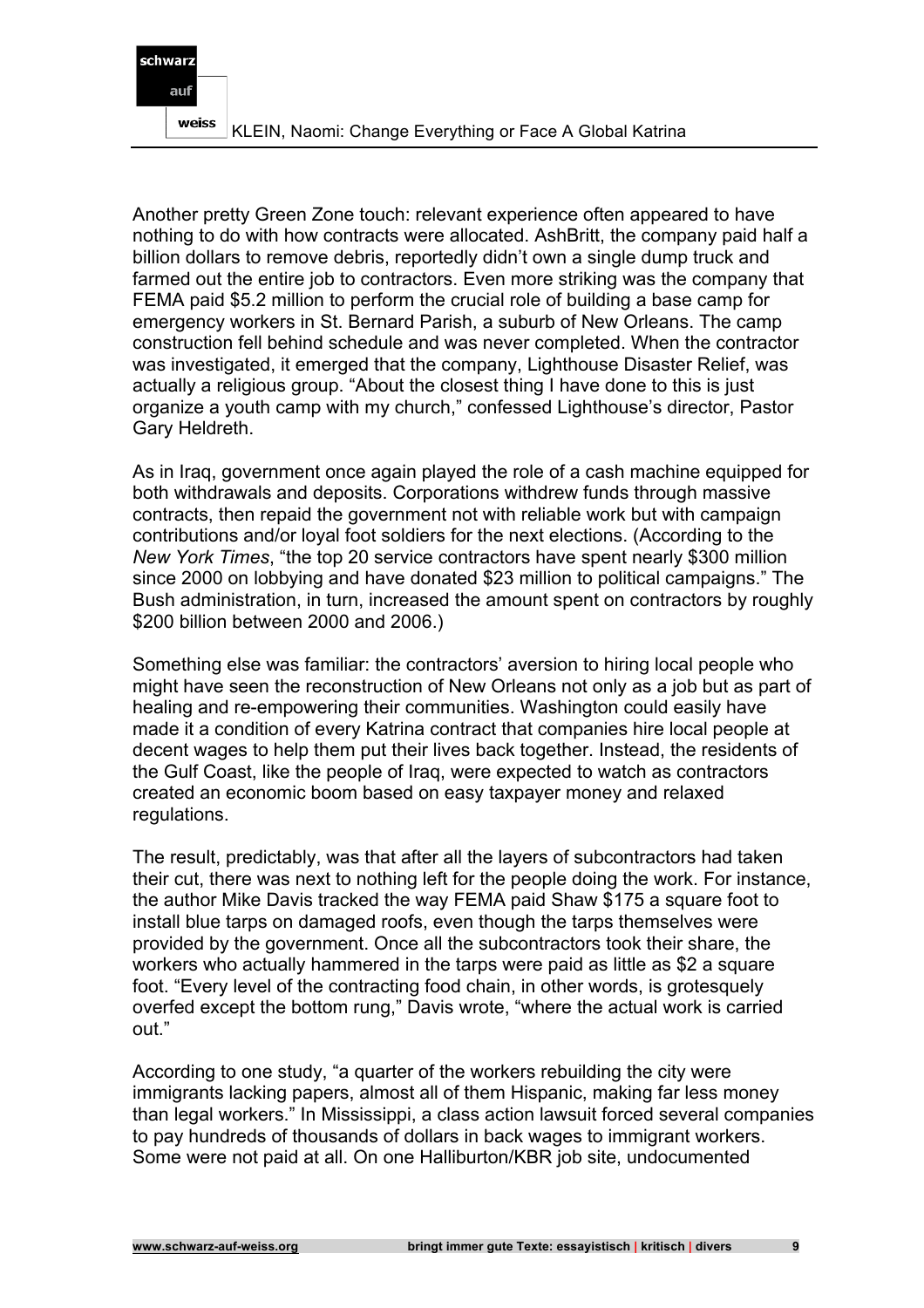Another pretty Green Zone touch: relevant experience often appeared to have nothing to do with how contracts were allocated. AshBritt, the company paid half a billion dollars to remove debris, reportedly didn't own a single dump truck and farmed out the entire job to contractors. Even more striking was the company that FEMA paid $5.2 million to perform the crucial role of building a base camp for emergency workers in St. Bernard Parish, a suburb of New Orleans. The camp construction fell behind schedule and was never completed. When the contractor was investigated, it emerged that the company, Lighthouse Disaster Relief, was actually a religious group. "About the closest thing I have done to this is just organize a youth camp with my church," confessed Lighthouse's director, Pastor Gary Heldreth.

As in Iraq, government once again played the role of a cash machine equipped for both withdrawals and deposits. Corporations withdrew funds through massive contracts, then repaid the government not with reliable work but with campaign contributions and/or loyal foot soldiers for the next elections. (According to the *New York Times*, "the top 20 service contractors have spent nearly $300 million since 2000 on lobbying and have donated $23 million to political campaigns." The Bush administration, in turn, increased the amount spent on contractors by roughly $200 billion between 2000 and 2006.)

Something else was familiar: the contractors' aversion to hiring local people who might have seen the reconstruction of New Orleans not only as a job but as part of healing and re-empowering their communities. Washington could easily have made it a condition of every Katrina contract that companies hire local people at decent wages to help them put their lives back together. Instead, the residents of the Gulf Coast, like the people of Iraq, were expected to watch as contractors created an economic boom based on easy taxpayer money and relaxed regulations.

The result, predictably, was that after all the layers of subcontractors had taken their cut, there was next to nothing left for the people doing the work. For instance, the author Mike Davis tracked the way FEMA paid Shaw $175 a square foot to install blue tarps on damaged roofs, even though the tarps themselves were provided by the government. Once all the subcontractors took their share, the workers who actually hammered in the tarps were paid as little as $2 a square foot. "Every level of the contracting food chain, in other words, is grotesquely overfed except the bottom rung," Davis wrote, "where the actual work is carried out."

According to one study, "a quarter of the workers rebuilding the city were immigrants lacking papers, almost all of them Hispanic, making far less money than legal workers." In Mississippi, a class action lawsuit forced several companies to pay hundreds of thousands of dollars in back wages to immigrant workers. Some were not paid at all. On one Halliburton/KBR job site, undocumented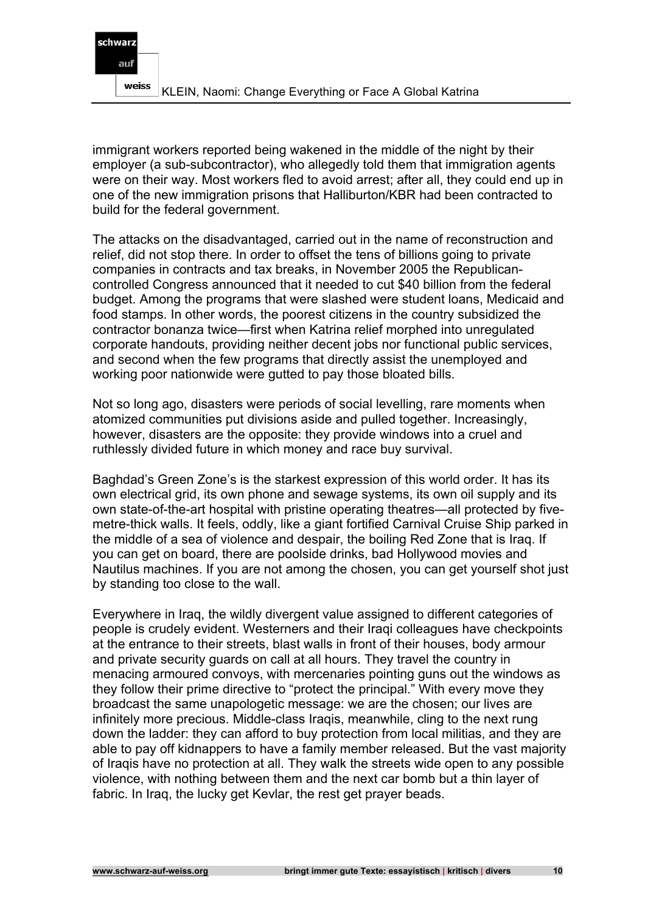immigrant workers reported being wakened in the middle of the night by their employer (a sub-subcontractor), who allegedly told them that immigration agents were on their way. Most workers fled to avoid arrest; after all, they could end up in one of the new immigration prisons that Halliburton/KBR had been contracted to build for the federal government.

The attacks on the disadvantaged, carried out in the name of reconstruction and relief, did not stop there. In order to offset the tens of billions going to private companies in contracts and tax breaks, in November 2005 the Republican-controlled Congress announced that it needed to cut $40 billion from the federal budget. Among the programs that were slashed were student loans, Medicaid and food stamps. In other words, the poorest citizens in the country subsidized the contractor bonanza twice—first when Katrina relief morphed into unregulated corporate handouts, providing neither decent jobs nor functional public services, and second when the few programs that directly assist the unemployed and working poor nationwide were gutted to pay those bloated bills.

Not so long ago, disasters were periods of social levelling, rare moments when atomized communities put divisions aside and pulled together. Increasingly, however, disasters are the opposite: they provide windows into a cruel and ruthlessly divided future in which money and race buy survival.

Baghdad's Green Zone's is the starkest expression of this world order. It has its own electrical grid, its own phone and sewage systems, its own oil supply and its own state-of-the-art hospital with pristine operating theatres—all protected by five-metre-thick walls. It feels, oddly, like a giant fortified Carnival Cruise Ship parked in the middle of a sea of violence and despair, the boiling Red Zone that is Iraq. If you can get on board, there are poolside drinks, bad Hollywood movies and Nautilus machines. If you are not among the chosen, you can get yourself shot just by standing too close to the wall.

Everywhere in Iraq, the wildly divergent value assigned to different categories of people is crudely evident. Westerners and their Iraqi colleagues have checkpoints at the entrance to their streets, blast walls in front of their houses, body armour and private security guards on call at all hours. They travel the country in menacing armoured convoys, with mercenaries pointing guns out the windows as they follow their prime directive to "protect the principal." With every move they broadcast the same unapologetic message: we are the chosen; our lives are infinitely more precious. Middle-class Iraqis, meanwhile, cling to the next rung down the ladder: they can afford to buy protection from local militias, and they are able to pay off kidnappers to have a family member released. But the vast majority of Iraqis have no protection at all. They walk the streets wide open to any possible violence, with nothing between them and the next car bomb but a thin layer of fabric. In Iraq, the lucky get Kevlar, the rest get prayer beads.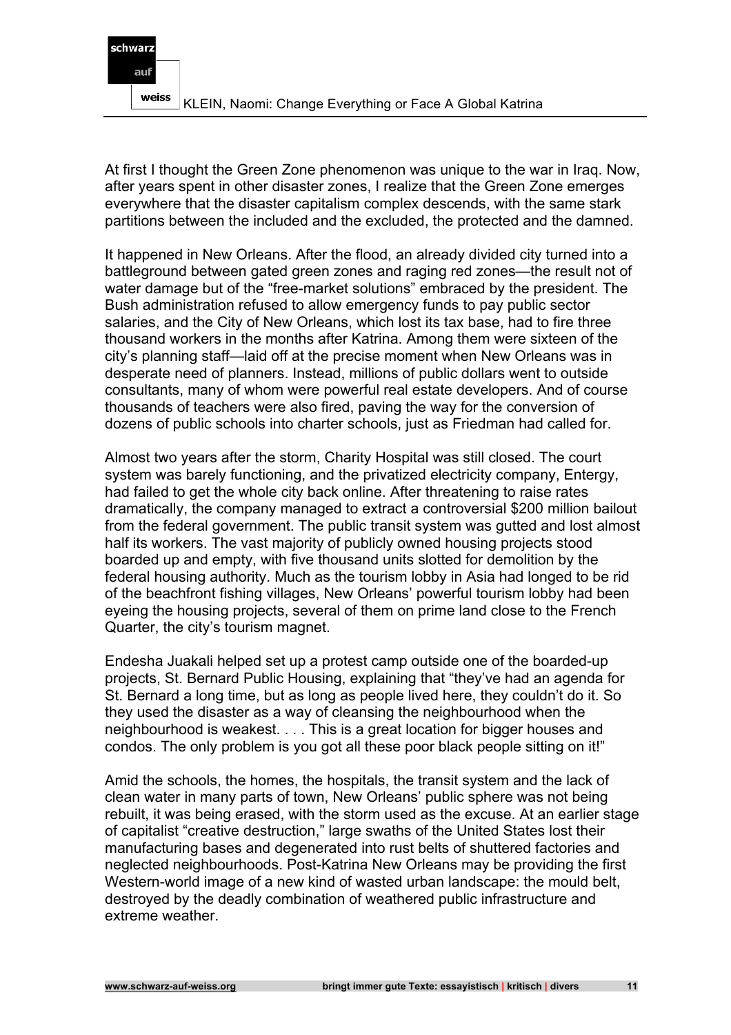At first I thought the Green Zone phenomenon was unique to the war in Iraq. Now, after years spent in other disaster zones, I realize that the Green Zone emerges everywhere that the disaster capitalism complex descends, with the same stark partitions between the included and the excluded, the protected and the damned.

It happened in New Orleans. After the flood, an already divided city turned into a battleground between gated green zones and raging red zones—the result not of water damage but of the "free-market solutions" embraced by the president. The Bush administration refused to allow emergency funds to pay public sector salaries, and the City of New Orleans, which lost its tax base, had to fire three thousand workers in the months after Katrina. Among them were sixteen of the city's planning staff—laid off at the precise moment when New Orleans was in desperate need of planners. Instead, millions of public dollars went to outside consultants, many of whom were powerful real estate developers. And of course thousands of teachers were also fired, paving the way for the conversion of dozens of public schools into charter schools, just as Friedman had called for.

Almost two years after the storm, Charity Hospital was still closed. The court system was barely functioning, and the privatized electricity company, Entergy, had failed to get the whole city back online. After threatening to raise rates dramatically, the company managed to extract a controversial $200 million bailout from the federal government. The public transit system was gutted and lost almost half its workers. The vast majority of publicly owned housing projects stood boarded up and empty, with five thousand units slotted for demolition by the federal housing authority. Much as the tourism lobby in Asia had longed to be rid of the beachfront fishing villages, New Orleans' powerful tourism lobby had been eyeing the housing projects, several of them on prime land close to the French Quarter, the city's tourism magnet.

Endesha Juakali helped set up a protest camp outside one of the boarded-up projects, St. Bernard Public Housing, explaining that "they've had an agenda for St. Bernard a long time, but as long as people lived here, they couldn't do it. So they used the disaster as a way of cleansing the neighbourhood when the neighbourhood is weakest. . . . This is a great location for bigger houses and condos. The only problem is you got all these poor black people sitting on it!"

Amid the schools, the homes, the hospitals, the transit system and the lack of clean water in many parts of town, New Orleans' public sphere was not being rebuilt, it was being erased, with the storm used as the excuse. At an earlier stage of capitalist "creative destruction," large swaths of the United States lost their manufacturing bases and degenerated into rust belts of shuttered factories and neglected neighbourhoods. Post-Katrina New Orleans may be providing the first Western-world image of a new kind of wasted urban landscape: the mould belt, destroyed by the deadly combination of weathered public infrastructure and extreme weather.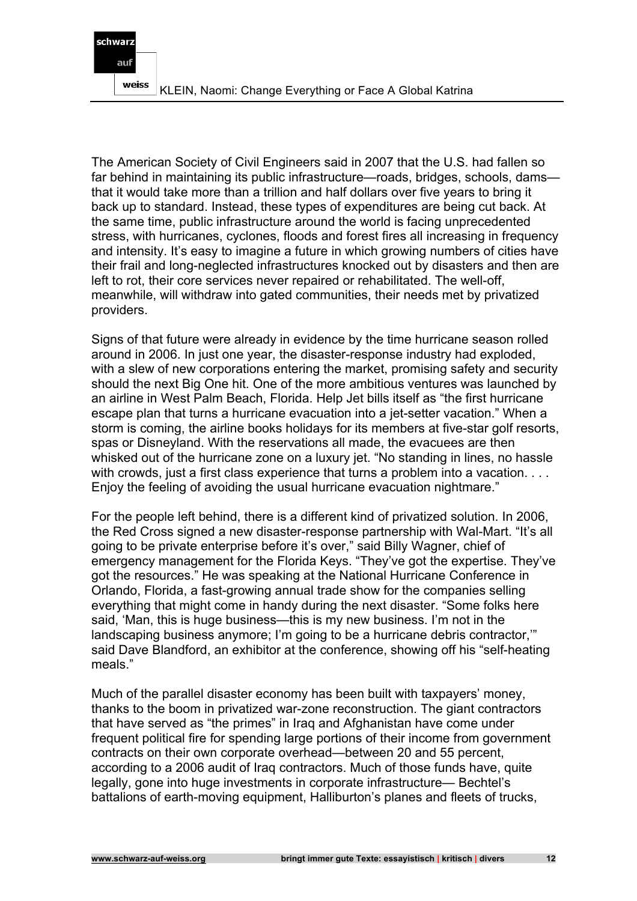The American Society of Civil Engineers said in 2007 that the U.S. had fallen so far behind in maintaining its public infrastructure—roads, bridges, schools, dams—that it would take more than a trillion and half dollars over five years to bring it back up to standard. Instead, these types of expenditures are being cut back. At the same time, public infrastructure around the world is facing unprecedented stress, with hurricanes, cyclones, floods and forest fires all increasing in frequency and intensity. It's easy to imagine a future in which growing numbers of cities have their frail and long-neglected infrastructures knocked out by disasters and then are left to rot, their core services never repaired or rehabilitated. The well-off, meanwhile, will withdraw into gated communities, their needs met by privatized providers.

Signs of that future were already in evidence by the time hurricane season rolled around in 2006. In just one year, the disaster-response industry had exploded, with a slew of new corporations entering the market, promising safety and security should the next Big One hit. One of the more ambitious ventures was launched by an airline in West Palm Beach, Florida. Help Jet bills itself as "the first hurricane escape plan that turns a hurricane evacuation into a jet-setter vacation." When a storm is coming, the airline books holidays for its members at five-star golf resorts, spas or Disneyland. With the reservations all made, the evacuees are then whisked out of the hurricane zone on a luxury jet. "No standing in lines, no hassle with crowds, just a first class experience that turns a problem into a vacation. . . . Enjoy the feeling of avoiding the usual hurricane evacuation nightmare."

For the people left behind, there is a different kind of privatized solution. In 2006, the Red Cross signed a new disaster-response partnership with Wal-Mart. "It's all going to be private enterprise before it's over," said Billy Wagner, chief of emergency management for the Florida Keys. "They've got the expertise. They've got the resources." He was speaking at the National Hurricane Conference in Orlando, Florida, a fast-growing annual trade show for the companies selling everything that might come in handy during the next disaster. "Some folks here said, 'Man, this is huge business—this is my new business. I'm not in the landscaping business anymore; I'm going to be a hurricane debris contractor,'" said Dave Blandford, an exhibitor at the conference, showing off his "self-heating meals."

Much of the parallel disaster economy has been built with taxpayers' money, thanks to the boom in privatized war-zone reconstruction. The giant contractors that have served as "the primes" in Iraq and Afghanistan have come under frequent political fire for spending large portions of their income from government contracts on their own corporate overhead—between 20 and 55 percent, according to a 2006 audit of Iraq contractors. Much of those funds have, quite legally, gone into huge investments in corporate infrastructure— Bechtel's battalions of earth-moving equipment, Halliburton's planes and fleets of trucks,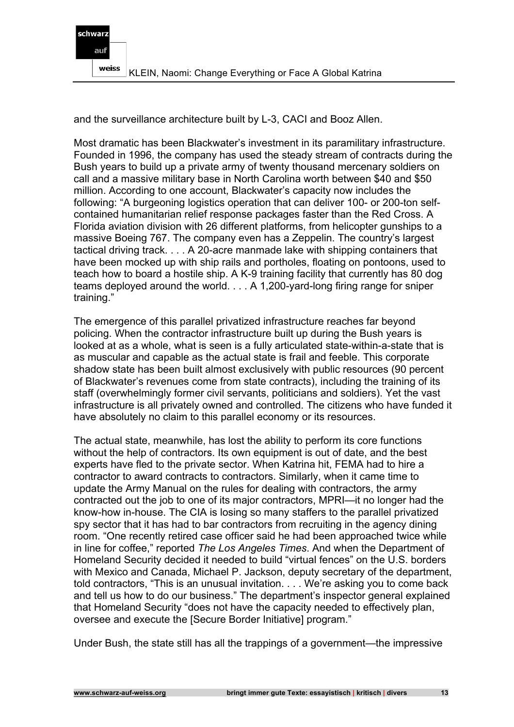and the surveillance architecture built by L-3, CACI and Booz Allen.

Most dramatic has been Blackwater's investment in its paramilitary infrastructure. Founded in 1996, the company has used the steady stream of contracts during the Bush years to build up a private army of twenty thousand mercenary soldiers on call and a massive military base in North Carolina worth between $40 and $50 million. According to one account, Blackwater's capacity now includes the following: "A burgeoning logistics operation that can deliver 100- or 200-ton self-contained humanitarian relief response packages faster than the Red Cross. A Florida aviation division with 26 different platforms, from helicopter gunships to a massive Boeing 767. The company even has a Zeppelin. The country's largest tactical driving track. . . . A 20-acre manmade lake with shipping containers that have been mocked up with ship rails and portholes, floating on pontoons, used to teach how to board a hostile ship. A K-9 training facility that currently has 80 dog teams deployed around the world. . . . A 1,200-yard-long firing range for sniper training."

The emergence of this parallel privatized infrastructure reaches far beyond policing. When the contractor infrastructure built up during the Bush years is looked at as a whole, what is seen is a fully articulated state-within-a-state that is as muscular and capable as the actual state is frail and feeble. This corporate shadow state has been built almost exclusively with public resources (90 percent of Blackwater's revenues come from state contracts), including the training of its staff (overwhelmingly former civil servants, politicians and soldiers). Yet the vast infrastructure is all privately owned and controlled. The citizens who have funded it have absolutely no claim to this parallel economy or its resources.

The actual state, meanwhile, has lost the ability to perform its core functions without the help of contractors. Its own equipment is out of date, and the best experts have fled to the private sector. When Katrina hit, FEMA had to hire a contractor to award contracts to contractors. Similarly, when it came time to update the Army Manual on the rules for dealing with contractors, the army contracted out the job to one of its major contractors, MPRI—it no longer had the know-how in-house. The CIA is losing so many staffers to the parallel privatized spy sector that it has had to bar contractors from recruiting in the agency dining room. "One recently retired case officer said he had been approached twice while in line for coffee," reported *The Los Angeles Times*. And when the Department of Homeland Security decided it needed to build "virtual fences" on the U.S. borders with Mexico and Canada, Michael P. Jackson, deputy secretary of the department, told contractors, "This is an unusual invitation. . . . We're asking you to come back and tell us how to do our business." The department's inspector general explained that Homeland Security "does not have the capacity needed to effectively plan, oversee and execute the [Secure Border Initiative] program."

Under Bush, the state still has all the trappings of a government—the impressive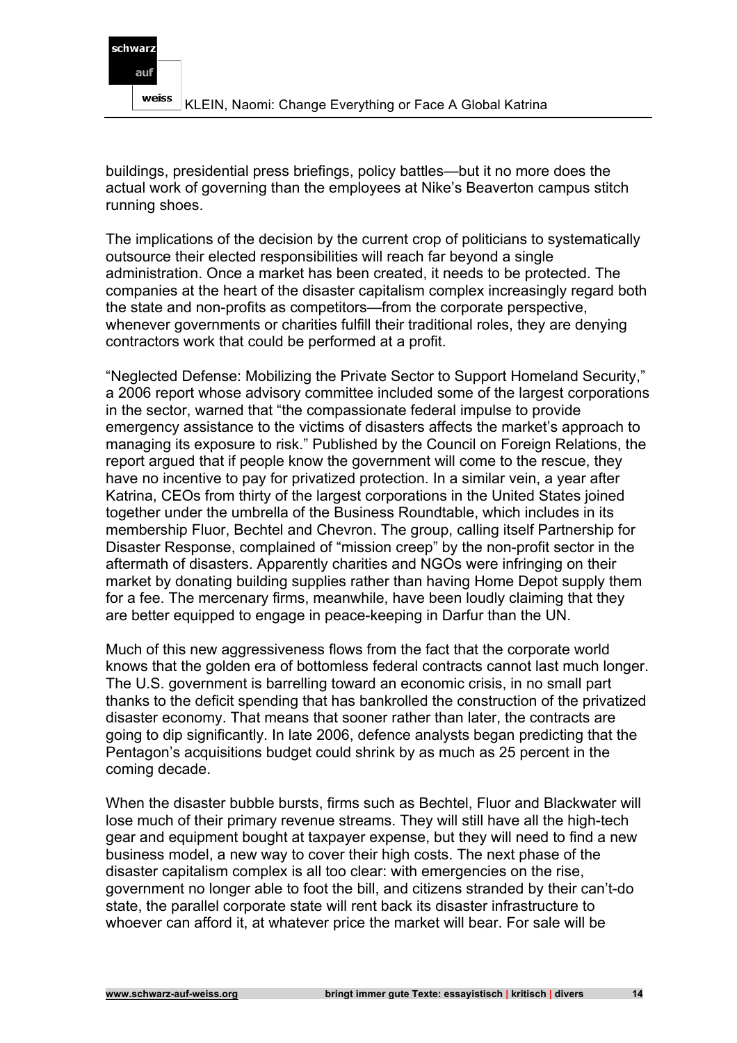buildings, presidential press briefings, policy battles—but it no more does the actual work of governing than the employees at Nike's Beaverton campus stitch running shoes.

The implications of the decision by the current crop of politicians to systematically outsource their elected responsibilities will reach far beyond a single administration. Once a market has been created, it needs to be protected. The companies at the heart of the disaster capitalism complex increasingly regard both the state and non-profits as competitors—from the corporate perspective, whenever governments or charities fulfill their traditional roles, they are denying contractors work that could be performed at a profit.

"Neglected Defense: Mobilizing the Private Sector to Support Homeland Security," a 2006 report whose advisory committee included some of the largest corporations in the sector, warned that "the compassionate federal impulse to provide emergency assistance to the victims of disasters affects the market's approach to managing its exposure to risk." Published by the Council on Foreign Relations, the report argued that if people know the government will come to the rescue, they have no incentive to pay for privatized protection. In a similar vein, a year after Katrina, CEOs from thirty of the largest corporations in the United States joined together under the umbrella of the Business Roundtable, which includes in its membership Fluor, Bechtel and Chevron. The group, calling itself Partnership for Disaster Response, complained of "mission creep" by the non-profit sector in the aftermath of disasters. Apparently charities and NGOs were infringing on their market by donating building supplies rather than having Home Depot supply them for a fee. The mercenary firms, meanwhile, have been loudly claiming that they are better equipped to engage in peace-keeping in Darfur than the UN.

Much of this new aggressiveness flows from the fact that the corporate world knows that the golden era of bottomless federal contracts cannot last much longer. The U.S. government is barrelling toward an economic crisis, in no small part thanks to the deficit spending that has bankrolled the construction of the privatized disaster economy. That means that sooner rather than later, the contracts are going to dip significantly. In late 2006, defence analysts began predicting that the Pentagon's acquisitions budget could shrink by as much as 25 percent in the coming decade.

When the disaster bubble bursts, firms such as Bechtel, Fluor and Blackwater will lose much of their primary revenue streams. They will still have all the high-tech gear and equipment bought at taxpayer expense, but they will need to find a new business model, a new way to cover their high costs. The next phase of the disaster capitalism complex is all too clear: with emergencies on the rise, government no longer able to foot the bill, and citizens stranded by their can't-do state, the parallel corporate state will rent back its disaster infrastructure to whoever can afford it, at whatever price the market will bear. For sale will be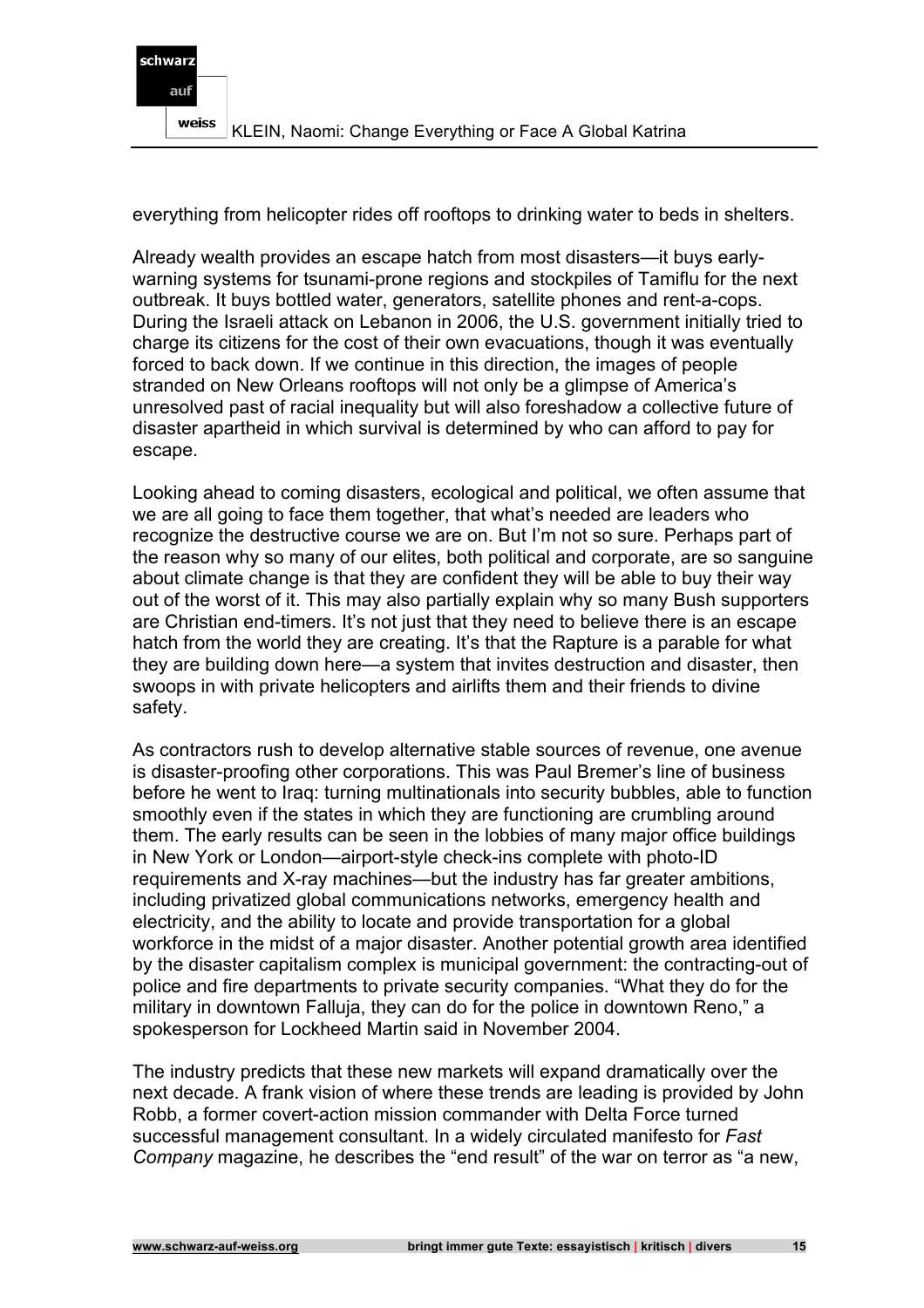everything from helicopter rides off rooftops to drinking water to beds in shelters.

Already wealth provides an escape hatch from most disasters—it buys early-warning systems for tsunami-prone regions and stockpiles of Tamiflu for the next outbreak. It buys bottled water, generators, satellite phones and rent-a-cops. During the Israeli attack on Lebanon in 2006, the U.S. government initially tried to charge its citizens for the cost of their own evacuations, though it was eventually forced to back down. If we continue in this direction, the images of people stranded on New Orleans rooftops will not only be a glimpse of America's unresolved past of racial inequality but will also foreshadow a collective future of disaster apartheid in which survival is determined by who can afford to pay for escape.

Looking ahead to coming disasters, ecological and political, we often assume that we are all going to face them together, that what's needed are leaders who recognize the destructive course we are on. But I'm not so sure. Perhaps part of the reason why so many of our elites, both political and corporate, are so sanguine about climate change is that they are confident they will be able to buy their way out of the worst of it. This may also partially explain why so many Bush supporters are Christian end-timers. It's not just that they need to believe there is an escape hatch from the world they are creating. It's that the Rapture is a parable for what they are building down here—a system that invites destruction and disaster, then swoops in with private helicopters and airlifts them and their friends to divine safety.

As contractors rush to develop alternative stable sources of revenue, one avenue is disaster-proofing other corporations. This was Paul Bremer's line of business before he went to Iraq: turning multinationals into security bubbles, able to function smoothly even if the states in which they are functioning are crumbling around them. The early results can be seen in the lobbies of many major office buildings in New York or London—airport-style check-ins complete with photo-ID requirements and X-ray machines—but the industry has far greater ambitions, including privatized global communications networks, emergency health and electricity, and the ability to locate and provide transportation for a global workforce in the midst of a major disaster. Another potential growth area identified by the disaster capitalism complex is municipal government: the contracting-out of police and fire departments to private security companies. "What they do for the military in downtown Falluja, they can do for the police in downtown Reno," a spokesperson for Lockheed Martin said in November 2004.

The industry predicts that these new markets will expand dramatically over the next decade. A frank vision of where these trends are leading is provided by John Robb, a former covert-action mission commander with Delta Force turned successful management consultant. In a widely circulated manifesto for *Fast Company* magazine, he describes the "end result" of the war on terror as "a new,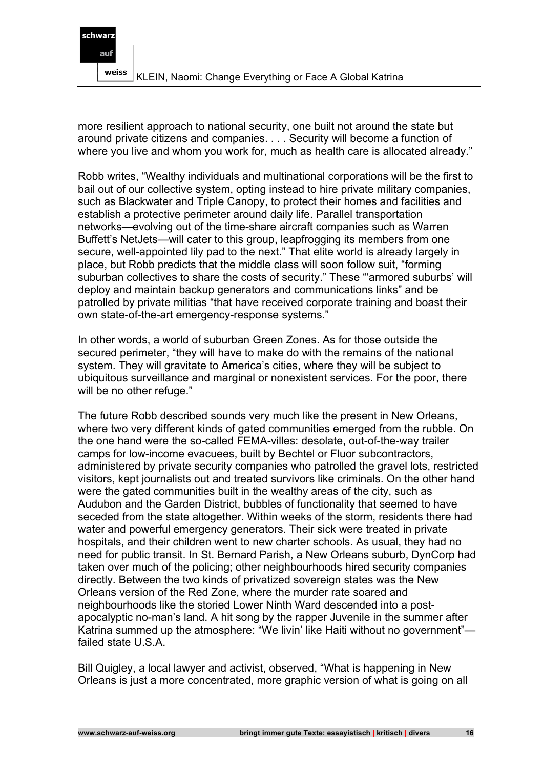more resilient approach to national security, one built not around the state but around private citizens and companies. . . . Security will become a function of where you live and whom you work for, much as health care is allocated already."

Robb writes, "Wealthy individuals and multinational corporations will be the first to bail out of our collective system, opting instead to hire private military companies, such as Blackwater and Triple Canopy, to protect their homes and facilities and establish a protective perimeter around daily life. Parallel transportation networks—evolving out of the time-share aircraft companies such as Warren Buffett's NetJets—will cater to this group, leapfrogging its members from one secure, well-appointed lily pad to the next." That elite world is already largely in place, but Robb predicts that the middle class will soon follow suit, "forming suburban collectives to share the costs of security." These "'armored suburbs' will deploy and maintain backup generators and communications links" and be patrolled by private militias "that have received corporate training and boast their own state-of-the-art emergency-response systems."

In other words, a world of suburban Green Zones. As for those outside the secured perimeter, "they will have to make do with the remains of the national system. They will gravitate to America's cities, where they will be subject to ubiquitous surveillance and marginal or nonexistent services. For the poor, there will be no other refuge."

The future Robb described sounds very much like the present in New Orleans, where two very different kinds of gated communities emerged from the rubble. On the one hand were the so-called FEMA-villes: desolate, out-of-the-way trailer camps for low-income evacuees, built by Bechtel or Fluor subcontractors, administered by private security companies who patrolled the gravel lots, restricted visitors, kept journalists out and treated survivors like criminals. On the other hand were the gated communities built in the wealthy areas of the city, such as Audubon and the Garden District, bubbles of functionality that seemed to have seceded from the state altogether. Within weeks of the storm, residents there had water and powerful emergency generators. Their sick were treated in private hospitals, and their children went to new charter schools. As usual, they had no need for public transit. In St. Bernard Parish, a New Orleans suburb, DynCorp had taken over much of the policing; other neighbourhoods hired security companies directly. Between the two kinds of privatized sovereign states was the New Orleans version of the Red Zone, where the murder rate soared and neighbourhoods like the storied Lower Ninth Ward descended into a post-apocalyptic no-man's land. A hit song by the rapper Juvenile in the summer after Katrina summed up the atmosphere: "We livin' like Haiti without no government"—failed state U.S.A.

Bill Quigley, a local lawyer and activist, observed, "What is happening in New Orleans is just a more concentrated, more graphic version of what is going on all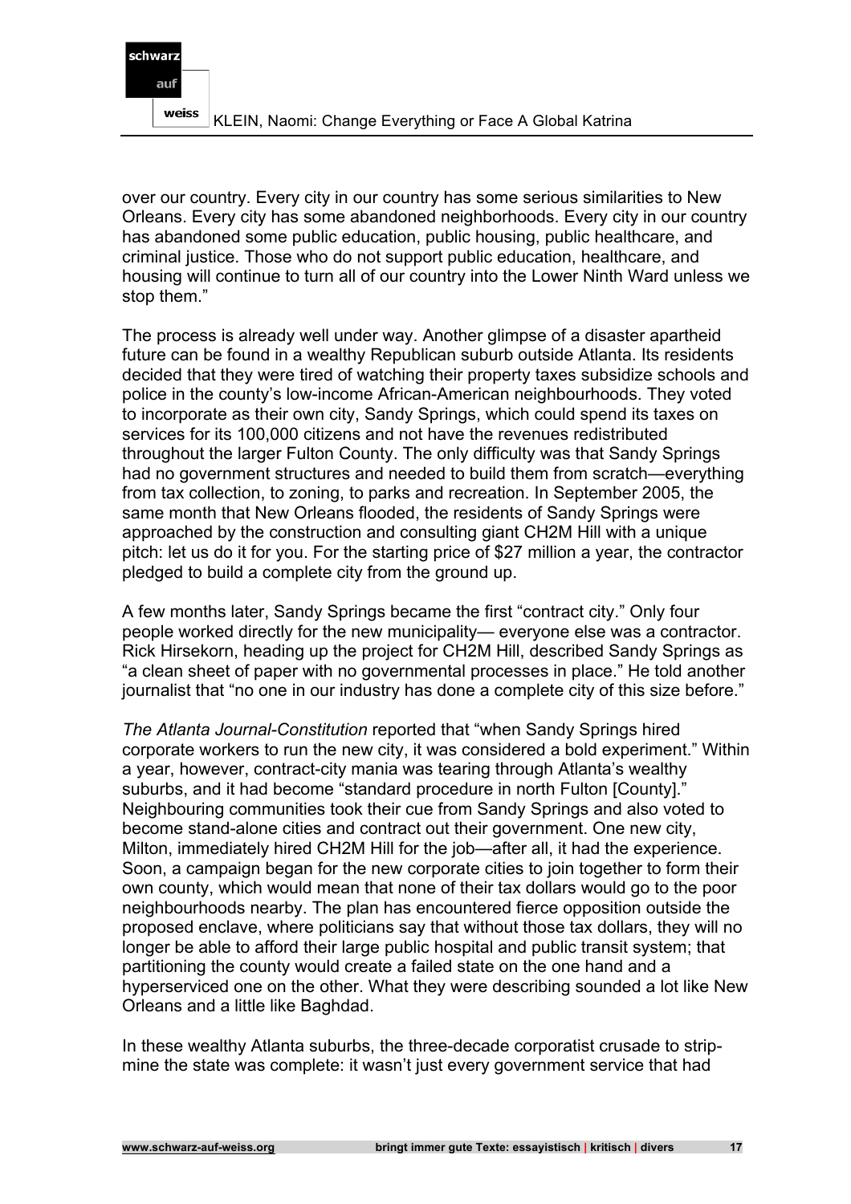over our country. Every city in our country has some serious similarities to New Orleans. Every city has some abandoned neighborhoods. Every city in our country has abandoned some public education, public housing, public healthcare, and criminal justice. Those who do not support public education, healthcare, and housing will continue to turn all of our country into the Lower Ninth Ward unless we stop them."

The process is already well under way. Another glimpse of a disaster apartheid future can be found in a wealthy Republican suburb outside Atlanta. Its residents decided that they were tired of watching their property taxes subsidize schools and police in the county's low-income African-American neighbourhoods. They voted to incorporate as their own city, Sandy Springs, which could spend its taxes on services for its 100,000 citizens and not have the revenues redistributed throughout the larger Fulton County. The only difficulty was that Sandy Springs had no government structures and needed to build them from scratch—everything from tax collection, to zoning, to parks and recreation. In September 2005, the same month that New Orleans flooded, the residents of Sandy Springs were approached by the construction and consulting giant CH2M Hill with a unique pitch: let us do it for you. For the starting price of $27 million a year, the contractor pledged to build a complete city from the ground up.

A few months later, Sandy Springs became the first "contract city." Only four people worked directly for the new municipality— everyone else was a contractor. Rick Hirsekorn, heading up the project for CH2M Hill, described Sandy Springs as "a clean sheet of paper with no governmental processes in place." He told another journalist that "no one in our industry has done a complete city of this size before."

*The Atlanta Journal-Constitution* reported that "when Sandy Springs hired corporate workers to run the new city, it was considered a bold experiment." Within a year, however, contract-city mania was tearing through Atlanta's wealthy suburbs, and it had become "standard procedure in north Fulton [County]." Neighbouring communities took their cue from Sandy Springs and also voted to become stand-alone cities and contract out their government. One new city, Milton, immediately hired CH2M Hill for the job—after all, it had the experience. Soon, a campaign began for the new corporate cities to join together to form their own county, which would mean that none of their tax dollars would go to the poor neighbourhoods nearby. The plan has encountered fierce opposition outside the proposed enclave, where politicians say that without those tax dollars, they will no longer be able to afford their large public hospital and public transit system; that partitioning the county would create a failed state on the one hand and a hyperserviced one on the other. What they were describing sounded a lot like New Orleans and a little like Baghdad.

In these wealthy Atlanta suburbs, the three-decade corporatist crusade to strip-mine the state was complete: it wasn't just every government service that had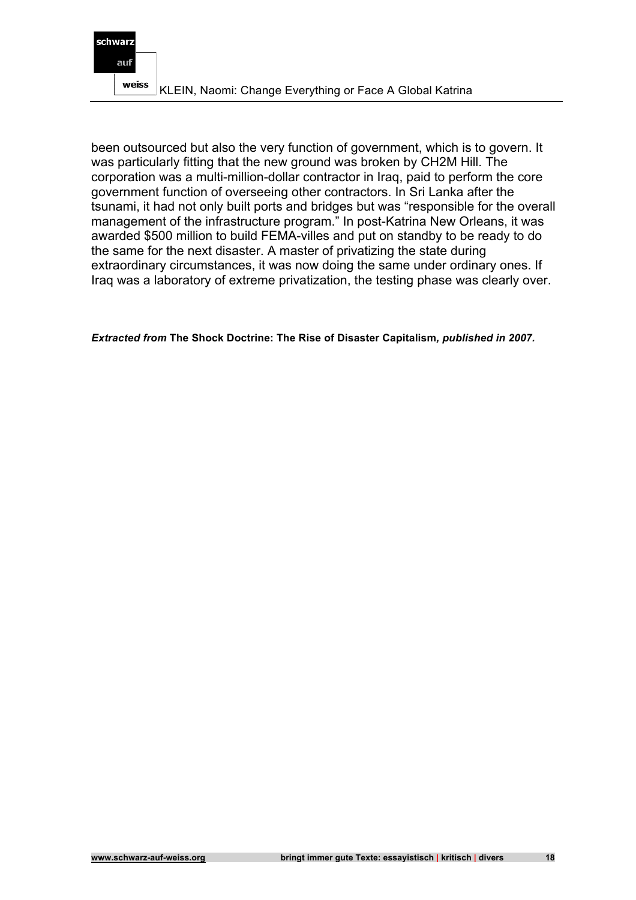been outsourced but also the very function of government, which is to govern. It was particularly fitting that the new ground was broken by CH2M Hill. The corporation was a multi-million-dollar contractor in Iraq, paid to perform the core government function of overseeing other contractors. In Sri Lanka after the tsunami, it had not only built ports and bridges but was "responsible for the overall management of the infrastructure program." In post-Katrina New Orleans, it was awarded $500 million to build FEMA-villes and put on standby to be ready to do the same for the next disaster. A master of privatizing the state during extraordinary circumstances, it was now doing the same under ordinary ones. If Iraq was a laboratory of extreme privatization, the testing phase was clearly over.

***Extracted from* The Shock Doctrine: The Rise of Disaster Capitalism*, published in 2007.***